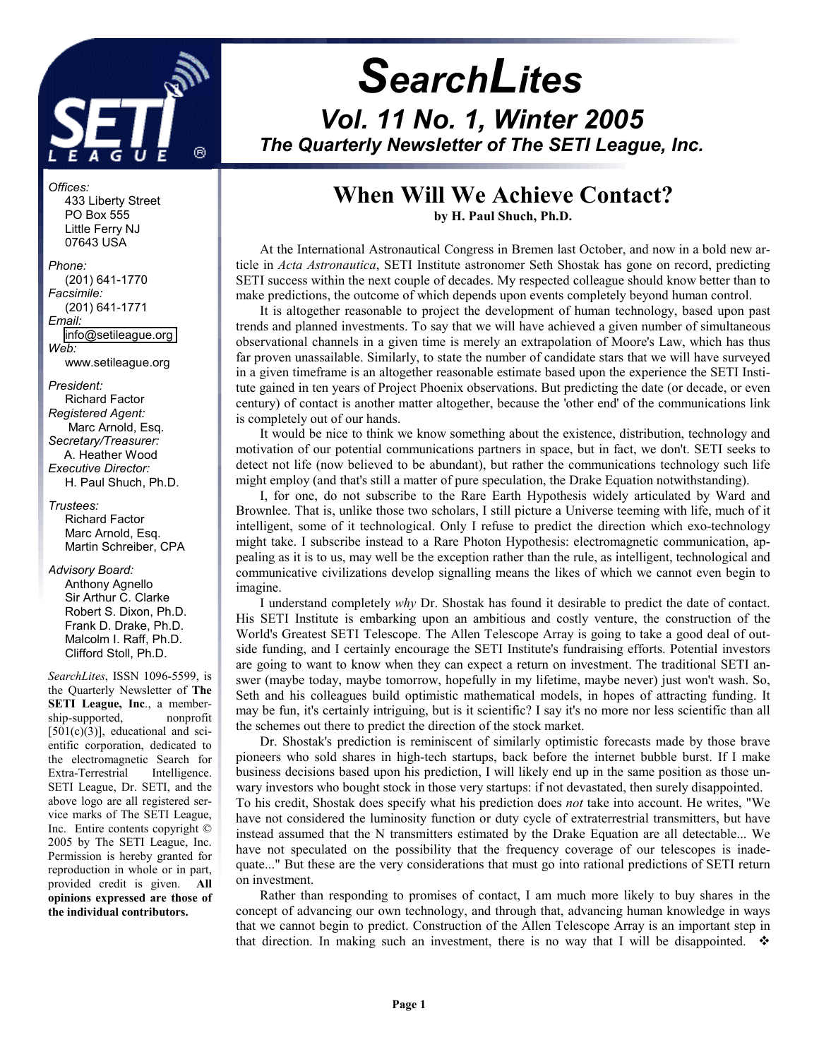# SearchLites

## Vol. 11 No. 1, Winter 2005

### The Quarterly Newsletter of The SETI League, Inc.

*Offices:*
433 Liberty Street
PO Box 555
Little Ferry NJ
07643 USA

*Phone:*
(201) 641-1770
*Facsimile:*
(201) 641-1771
*Email:*
info@setileague.org
*Web:*
www.setileague.org

*President:*
Richard Factor
*Registered Agent:*
Marc Arnold, Esq.
*Secretary/Treasurer:*
A. Heather Wood
*Executive Director:*
H. Paul Shuch, Ph.D.

*Trustees:*
Richard Factor
Marc Arnold, Esq.
Martin Schreiber, CPA

*Advisory Board:*
Anthony Agnello
Sir Arthur C. Clarke
Robert S. Dixon, Ph.D.
Frank D. Drake, Ph.D.
Malcolm I. Raff, Ph.D.
Clifford Stoll, Ph.D.

*SearchLites*, ISSN 1096-5599, is the Quarterly Newsletter of **The SETI League, Inc**., a membership-supported, nonprofit [501(c)(3)], educational and scientific corporation, dedicated to the electromagnetic Search for Extra-Terrestrial Intelligence. SETI League, Dr. SETI, and the above logo are all registered service marks of The SETI League, Inc. Entire contents copyright © 2005 by The SETI League, Inc. Permission is hereby granted for reproduction in whole or in part, provided credit is given. **All opinions expressed are those of the individual contributors.**

## When Will We Achieve Contact?

**by H. Paul Shuch, Ph.D.**

At the International Astronautical Congress in Bremen last October, and now in a bold new article in *Acta Astronautica*, SETI Institute astronomer Seth Shostak has gone on record, predicting SETI success within the next couple of decades. My respected colleague should know better than to make predictions, the outcome of which depends upon events completely beyond human control.

It is altogether reasonable to project the development of human technology, based upon past trends and planned investments. To say that we will have achieved a given number of simultaneous observational channels in a given time is merely an extrapolation of Moore's Law, which has thus far proven unassailable. Similarly, to state the number of candidate stars that we will have surveyed in a given timeframe is an altogether reasonable estimate based upon the experience the SETI Institute gained in ten years of Project Phoenix observations. But predicting the date (or decade, or even century) of contact is another matter altogether, because the 'other end' of the communications link is completely out of our hands.

It would be nice to think we know something about the existence, distribution, technology and motivation of our potential communications partners in space, but in fact, we don't. SETI seeks to detect not life (now believed to be abundant), but rather the communications technology such life might employ (and that's still a matter of pure speculation, the Drake Equation notwithstanding).

I, for one, do not subscribe to the Rare Earth Hypothesis widely articulated by Ward and Brownlee. That is, unlike those two scholars, I still picture a Universe teeming with life, much of it intelligent, some of it technological. Only I refuse to predict the direction which exo-technology might take. I subscribe instead to a Rare Photon Hypothesis: electromagnetic communication, appealing as it is to us, may well be the exception rather than the rule, as intelligent, technological and communicative civilizations develop signalling means the likes of which we cannot even begin to imagine.

I understand completely *why* Dr. Shostak has found it desirable to predict the date of contact. His SETI Institute is embarking upon an ambitious and costly venture, the construction of the World's Greatest SETI Telescope. The Allen Telescope Array is going to take a good deal of outside funding, and I certainly encourage the SETI Institute's fundraising efforts. Potential investors are going to want to know when they can expect a return on investment. The traditional SETI answer (maybe today, maybe tomorrow, hopefully in my lifetime, maybe never) just won't wash. So, Seth and his colleagues build optimistic mathematical models, in hopes of attracting funding. It may be fun, it's certainly intriguing, but is it scientific? I say it's no more nor less scientific than all the schemes out there to predict the direction of the stock market.

Dr. Shostak's prediction is reminiscent of similarly optimistic forecasts made by those brave pioneers who sold shares in high-tech startups, back before the internet bubble burst. If I make business decisions based upon his prediction, I will likely end up in the same position as those unwary investors who bought stock in those very startups: if not devastated, then surely disappointed.

To his credit, Shostak does specify what his prediction does *not* take into account. He writes, "We have not considered the luminosity function or duty cycle of extraterrestrial transmitters, but have instead assumed that the N transmitters estimated by the Drake Equation are all detectable... We have not speculated on the possibility that the frequency coverage of our telescopes is inadequate..." But these are the very considerations that must go into rational predictions of SETI return on investment.

Rather than responding to promises of contact, I am much more likely to buy shares in the concept of advancing our own technology, and through that, advancing human knowledge in ways that we cannot begin to predict. Construction of the Allen Telescope Array is an important step in that direction. In making such an investment, there is no way that I will be disappointed. ❖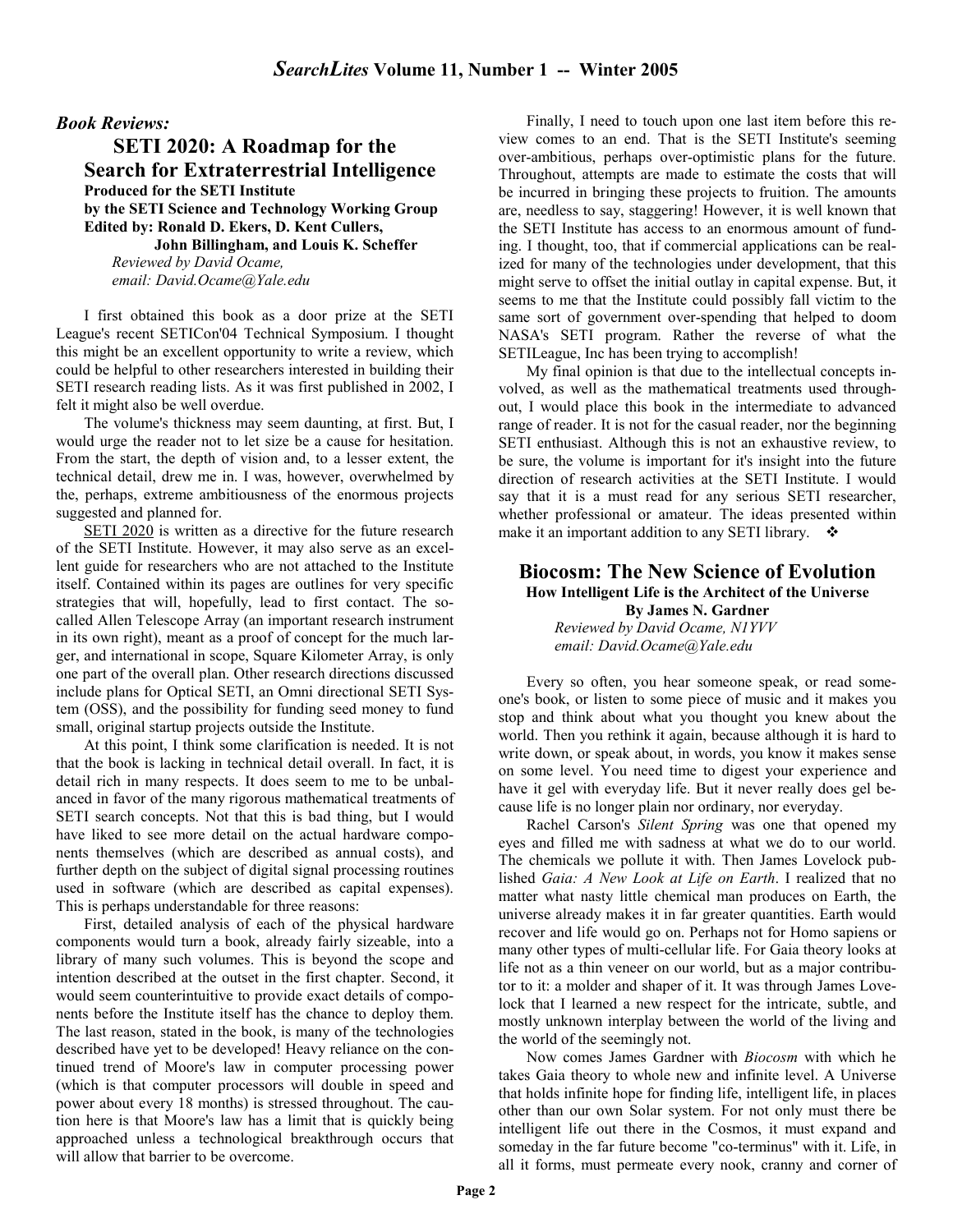*Book Reviews:*

## SETI 2020: A Roadmap for the Search for Extraterrestrial Intelligence

**Produced for the SETI Institute**
**by the SETI Science and Technology Working Group**
**Edited by: Ronald D. Ekers, D. Kent Cullers, John Billingham, and Louis K. Scheffer**

*Reviewed by David Ocame,*
*email: David.Ocame@Yale.edu*

I first obtained this book as a door prize at the SETI League's recent SETICon'04 Technical Symposium. I thought this might be an excellent opportunity to write a review, which could be helpful to other researchers interested in building their SETI research reading lists. As it was first published in 2002, I felt it might also be well overdue.

The volume's thickness may seem daunting, at first. But, I would urge the reader not to let size be a cause for hesitation. From the start, the depth of vision and, to a lesser extent, the technical detail, drew me in. I was, however, overwhelmed by the, perhaps, extreme ambitiousness of the enormous projects suggested and planned for.

SETI 2020 is written as a directive for the future research of the SETI Institute. However, it may also serve as an excellent guide for researchers who are not attached to the Institute itself. Contained within its pages are outlines for very specific strategies that will, hopefully, lead to first contact. The so-called Allen Telescope Array (an important research instrument in its own right), meant as a proof of concept for the much larger, and international in scope, Square Kilometer Array, is only one part of the overall plan. Other research directions discussed include plans for Optical SETI, an Omni directional SETI System (OSS), and the possibility for funding seed money to fund small, original startup projects outside the Institute.

At this point, I think some clarification is needed. It is not that the book is lacking in technical detail overall. In fact, it is detail rich in many respects. It does seem to me to be unbalanced in favor of the many rigorous mathematical treatments of SETI search concepts. Not that this is bad thing, but I would have liked to see more detail on the actual hardware components themselves (which are described as annual costs), and further depth on the subject of digital signal processing routines used in software (which are described as capital expenses). This is perhaps understandable for three reasons:

First, detailed analysis of each of the physical hardware components would turn a book, already fairly sizeable, into a library of many such volumes. This is beyond the scope and intention described at the outset in the first chapter. Second, it would seem counterintuitive to provide exact details of components before the Institute itself has the chance to deploy them. The last reason, stated in the book, is many of the technologies described have yet to be developed! Heavy reliance on the continued trend of Moore's law in computer processing power (which is that computer processors will double in speed and power about every 18 months) is stressed throughout. The caution here is that Moore's law has a limit that is quickly being approached unless a technological breakthrough occurs that will allow that barrier to be overcome.

Finally, I need to touch upon one last item before this review comes to an end. That is the SETI Institute's seeming over-ambitious, perhaps over-optimistic plans for the future. Throughout, attempts are made to estimate the costs that will be incurred in bringing these projects to fruition. The amounts are, needless to say, staggering! However, it is well known that the SETI Institute has access to an enormous amount of funding. I thought, too, that if commercial applications can be realized for many of the technologies under development, that this might serve to offset the initial outlay in capital expense. But, it seems to me that the Institute could possibly fall victim to the same sort of government over-spending that helped to doom NASA's SETI program. Rather the reverse of what the SETILeague, Inc has been trying to accomplish!

My final opinion is that due to the intellectual concepts involved, as well as the mathematical treatments used throughout, I would place this book in the intermediate to advanced range of reader. It is not for the casual reader, nor the beginning SETI enthusiast. Although this is not an exhaustive review, to be sure, the volume is important for it's insight into the future direction of research activities at the SETI Institute. I would say that it is a must read for any serious SETI researcher, whether professional or amateur. The ideas presented within make it an important addition to any SETI library. ❖

## Biocosm: The New Science of Evolution

**How Intelligent Life is the Architect of the Universe**
**By James N. Gardner**

*Reviewed by David Ocame, N1YVV*
*email: David.Ocame@Yale.edu*

Every so often, you hear someone speak, or read someone's book, or listen to some piece of music and it makes you stop and think about what you thought you knew about the world. Then you rethink it again, because although it is hard to write down, or speak about, in words, you know it makes sense on some level. You need time to digest your experience and have it gel with everyday life. But it never really does gel because life is no longer plain nor ordinary, nor everyday.

Rachel Carson's *Silent Spring* was one that opened my eyes and filled me with sadness at what we do to our world. The chemicals we pollute it with. Then James Lovelock published *Gaia: A New Look at Life on Earth*. I realized that no matter what nasty little chemical man produces on Earth, the universe already makes it in far greater quantities. Earth would recover and life would go on. Perhaps not for Homo sapiens or many other types of multi-cellular life. For Gaia theory looks at life not as a thin veneer on our world, but as a major contributor to it: a molder and shaper of it. It was through James Lovelock that I learned a new respect for the intricate, subtle, and mostly unknown interplay between the world of the living and the world of the seemingly not.

Now comes James Gardner with *Biocosm* with which he takes Gaia theory to whole new and infinite level. A Universe that holds infinite hope for finding life, intelligent life, in places other than our own Solar system. For not only must there be intelligent life out there in the Cosmos, it must expand and someday in the far future become "co-terminus" with it. Life, in all it forms, must permeate every nook, cranny and corner of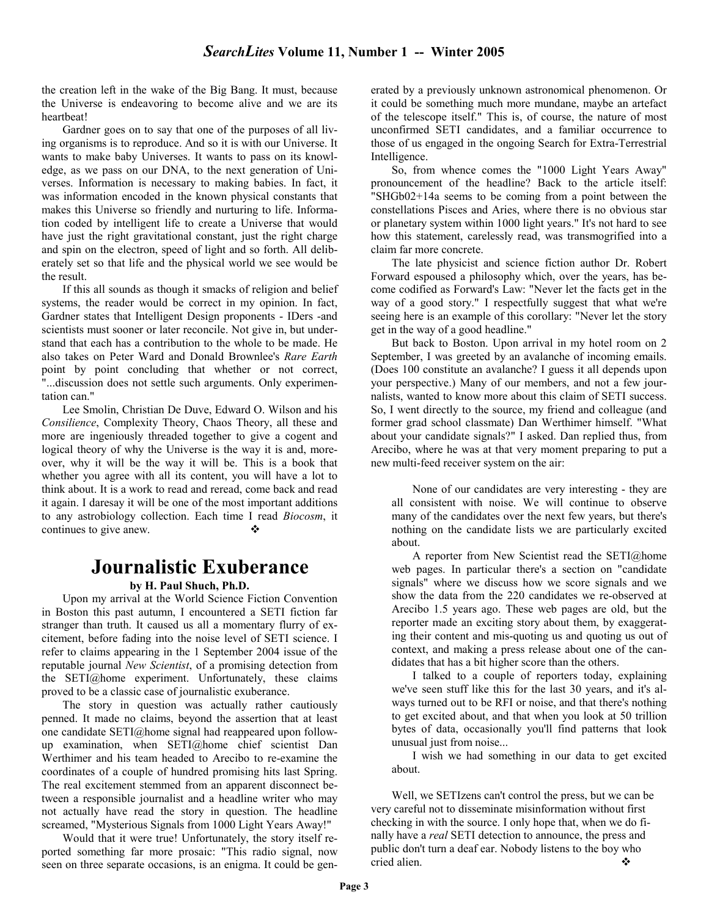the creation left in the wake of the Big Bang. It must, because the Universe is endeavoring to become alive and we are its heartbeat!

Gardner goes on to say that one of the purposes of all living organisms is to reproduce. And so it is with our Universe. It wants to make baby Universes. It wants to pass on its knowledge, as we pass on our DNA, to the next generation of Universes. Information is necessary to making babies. In fact, it was information encoded in the known physical constants that makes this Universe so friendly and nurturing to life. Information coded by intelligent life to create a Universe that would have just the right gravitational constant, just the right charge and spin on the electron, speed of light and so forth. All deliberately set so that life and the physical world we see would be the result.

If this all sounds as though it smacks of religion and belief systems, the reader would be correct in my opinion. In fact, Gardner states that Intelligent Design proponents - IDers -and scientists must sooner or later reconcile. Not give in, but understand that each has a contribution to the whole to be made. He also takes on Peter Ward and Donald Brownlee's *Rare Earth* point by point concluding that whether or not correct, "...discussion does not settle such arguments. Only experimentation can."

Lee Smolin, Christian De Duve, Edward O. Wilson and his *Consilience*, Complexity Theory, Chaos Theory, all these and more are ingeniously threaded together to give a cogent and logical theory of why the Universe is the way it is and, moreover, why it will be the way it will be. This is a book that whether you agree with all its content, you will have a lot to think about. It is a work to read and reread, come back and read it again. I daresay it will be one of the most important additions to any astrobiology collection. Each time I read *Biocosm*, it continues to give anew. ❖

# Journalistic Exuberance

**by H. Paul Shuch, Ph.D.**

Upon my arrival at the World Science Fiction Convention in Boston this past autumn, I encountered a SETI fiction far stranger than truth. It caused us all a momentary flurry of excitement, before fading into the noise level of SETI science. I refer to claims appearing in the 1 September 2004 issue of the reputable journal *New Scientist*, of a promising detection from the SETI@home experiment. Unfortunately, these claims proved to be a classic case of journalistic exuberance.

The story in question was actually rather cautiously penned. It made no claims, beyond the assertion that at least one candidate SETI@home signal had reappeared upon follow-up examination, when SETI@home chief scientist Dan Werthimer and his team headed to Arecibo to re-examine the coordinates of a couple of hundred promising hits last Spring. The real excitement stemmed from an apparent disconnect between a responsible journalist and a headline writer who may not actually have read the story in question. The headline screamed, "Mysterious Signals from 1000 Light Years Away!"

Would that it were true! Unfortunately, the story itself reported something far more prosaic: "This radio signal, now seen on three separate occasions, is an enigma. It could be generated by a previously unknown astronomical phenomenon. Or it could be something much more mundane, maybe an artefact of the telescope itself." This is, of course, the nature of most unconfirmed SETI candidates, and a familiar occurrence to those of us engaged in the ongoing Search for Extra-Terrestrial Intelligence.

So, from whence comes the "1000 Light Years Away" pronouncement of the headline? Back to the article itself: "SHGb02+14a seems to be coming from a point between the constellations Pisces and Aries, where there is no obvious star or planetary system within 1000 light years." It's not hard to see how this statement, carelessly read, was transmogrified into a claim far more concrete.

The late physicist and science fiction author Dr. Robert Forward espoused a philosophy which, over the years, has become codified as Forward's Law: "Never let the facts get in the way of a good story." I respectfully suggest that what we're seeing here is an example of this corollary: "Never let the story get in the way of a good headline."

But back to Boston. Upon arrival in my hotel room on 2 September, I was greeted by an avalanche of incoming emails. (Does 100 constitute an avalanche? I guess it all depends upon your perspective.) Many of our members, and not a few journalists, wanted to know more about this claim of SETI success. So, I went directly to the source, my friend and colleague (and former grad school classmate) Dan Werthimer himself. "What about your candidate signals?" I asked. Dan replied thus, from Arecibo, where he was at that very moment preparing to put a new multi-feed receiver system on the air:

> None of our candidates are very interesting - they are all consistent with noise. We will continue to observe many of the candidates over the next few years, but there's nothing on the candidate lists we are particularly excited about.
>
> A reporter from New Scientist read the SETI@home web pages. In particular there's a section on "candidate signals" where we discuss how we score signals and we show the data from the 220 candidates we re-observed at Arecibo 1.5 years ago. These web pages are old, but the reporter made an exciting story about them, by exaggerating their content and mis-quoting us and quoting us out of context, and making a press release about one of the candidates that has a bit higher score than the others.
>
> I talked to a couple of reporters today, explaining we've seen stuff like this for the last 30 years, and it's always turned out to be RFI or noise, and that there's nothing to get excited about, and that when you look at 50 trillion bytes of data, occasionally you'll find patterns that look unusual just from noise...
>
> I wish we had something in our data to get excited about.

Well, we SETIzens can't control the press, but we can be very careful not to disseminate misinformation without first checking in with the source. I only hope that, when we do finally have a *real* SETI detection to announce, the press and public don't turn a deaf ear. Nobody listens to the boy who cried alien. ❖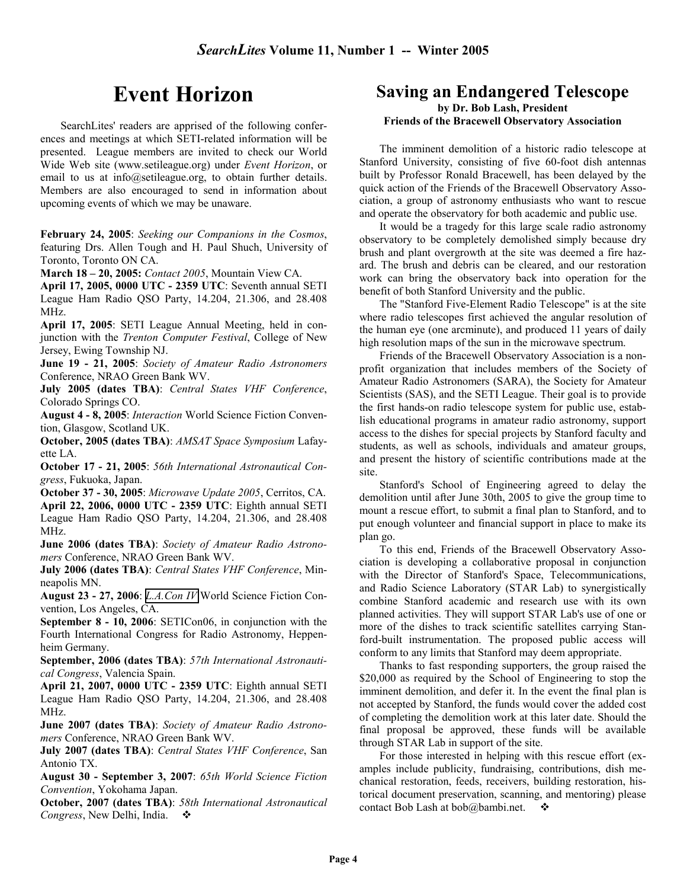# Event Horizon

SearchLites' readers are apprised of the following conferences and meetings at which SETI-related information will be presented. League members are invited to check our World Wide Web site (www.setileague.org) under *Event Horizon*, or email to us at info@setileague.org, to obtain further details. Members are also encouraged to send in information about upcoming events of which we may be unaware.

**February 24, 2005**: *Seeking our Companions in the Cosmos*, featuring Drs. Allen Tough and H. Paul Shuch, University of Toronto, Toronto ON CA.

**March 18 – 20, 2005:** *Contact 2005*, Mountain View CA.

**April 17, 2005, 0000 UTC - 2359 UTC**: Seventh annual SETI League Ham Radio QSO Party, 14.204, 21.306, and 28.408 MHz.

**April 17, 2005**: SETI League Annual Meeting, held in conjunction with the *Trenton Computer Festival*, College of New Jersey, Ewing Township NJ.

**June 19 - 21, 2005**: *Society of Amateur Radio Astronomers* Conference, NRAO Green Bank WV.

**July 2005 (dates TBA)**: *Central States VHF Conference*, Colorado Springs CO.

**August 4 - 8, 2005**: *Interaction* World Science Fiction Convention, Glasgow, Scotland UK.

**October, 2005 (dates TBA)**: *AMSAT Space Symposium* Lafayette LA.

**October 17 - 21, 2005**: *56th International Astronautical Congress*, Fukuoka, Japan.

**October 37 - 30, 2005**: *Microwave Update 2005*, Cerritos, CA.

**April 22, 2006, 0000 UTC - 2359 UTC**: Eighth annual SETI League Ham Radio QSO Party, 14.204, 21.306, and 28.408 MHz.

**June 2006 (dates TBA)**: *Society of Amateur Radio Astronomers* Conference, NRAO Green Bank WV.

**July 2006 (dates TBA)**: *Central States VHF Conference*, Minneapolis MN.

**August 23 - 27, 2006**: *L.A.Con IV* World Science Fiction Convention, Los Angeles, CA.

**September 8 - 10, 2006**: SETICon06, in conjunction with the Fourth International Congress for Radio Astronomy, Heppenheim Germany.

**September, 2006 (dates TBA)**: *57th International Astronautical Congress*, Valencia Spain.

**April 21, 2007, 0000 UTC - 2359 UTC**: Eighth annual SETI League Ham Radio QSO Party, 14.204, 21.306, and 28.408 MHz.

**June 2007 (dates TBA)**: *Society of Amateur Radio Astronomers* Conference, NRAO Green Bank WV.

**July 2007 (dates TBA)**: *Central States VHF Conference*, San Antonio TX.

**August 30 - September 3, 2007**: *65th World Science Fiction Convention*, Yokohama Japan.

**October, 2007 (dates TBA)**: *58th International Astronautical Congress*, New Delhi, India. ❖

## Saving an Endangered Telescope

**by Dr. Bob Lash, President**
**Friends of the Bracewell Observatory Association**

The imminent demolition of a historic radio telescope at Stanford University, consisting of five 60-foot dish antennas built by Professor Ronald Bracewell, has been delayed by the quick action of the Friends of the Bracewell Observatory Association, a group of astronomy enthusiasts who want to rescue and operate the observatory for both academic and public use.

It would be a tragedy for this large scale radio astronomy observatory to be completely demolished simply because dry brush and plant overgrowth at the site was deemed a fire hazard. The brush and debris can be cleared, and our restoration work can bring the observatory back into operation for the benefit of both Stanford University and the public.

The "Stanford Five-Element Radio Telescope" is at the site where radio telescopes first achieved the angular resolution of the human eye (one arcminute), and produced 11 years of daily high resolution maps of the sun in the microwave spectrum.

Friends of the Bracewell Observatory Association is a nonprofit organization that includes members of the Society of Amateur Radio Astronomers (SARA), the Society for Amateur Scientists (SAS), and the SETI League. Their goal is to provide the first hands-on radio telescope system for public use, establish educational programs in amateur radio astronomy, support access to the dishes for special projects by Stanford faculty and students, as well as schools, individuals and amateur groups, and present the history of scientific contributions made at the site.

Stanford's School of Engineering agreed to delay the demolition until after June 30th, 2005 to give the group time to mount a rescue effort, to submit a final plan to Stanford, and to put enough volunteer and financial support in place to make its plan go.

To this end, Friends of the Bracewell Observatory Association is developing a collaborative proposal in conjunction with the Director of Stanford's Space, Telecommunications, and Radio Science Laboratory (STAR Lab) to synergistically combine Stanford academic and research use with its own planned activities. They will support STAR Lab's use of one or more of the dishes to track scientific satellites carrying Stanford-built instrumentation. The proposed public access will conform to any limits that Stanford may deem appropriate.

Thanks to fast responding supporters, the group raised the $20,000 as required by the School of Engineering to stop the imminent demolition, and defer it. In the event the final plan is not accepted by Stanford, the funds would cover the added cost of completing the demolition work at this later date. Should the final proposal be approved, these funds will be available through STAR Lab in support of the site.

For those interested in helping with this rescue effort (examples include publicity, fundraising, contributions, dish mechanical restoration, feeds, receivers, building restoration, historical document preservation, scanning, and mentoring) please contact Bob Lash at bob@bambi.net. ❖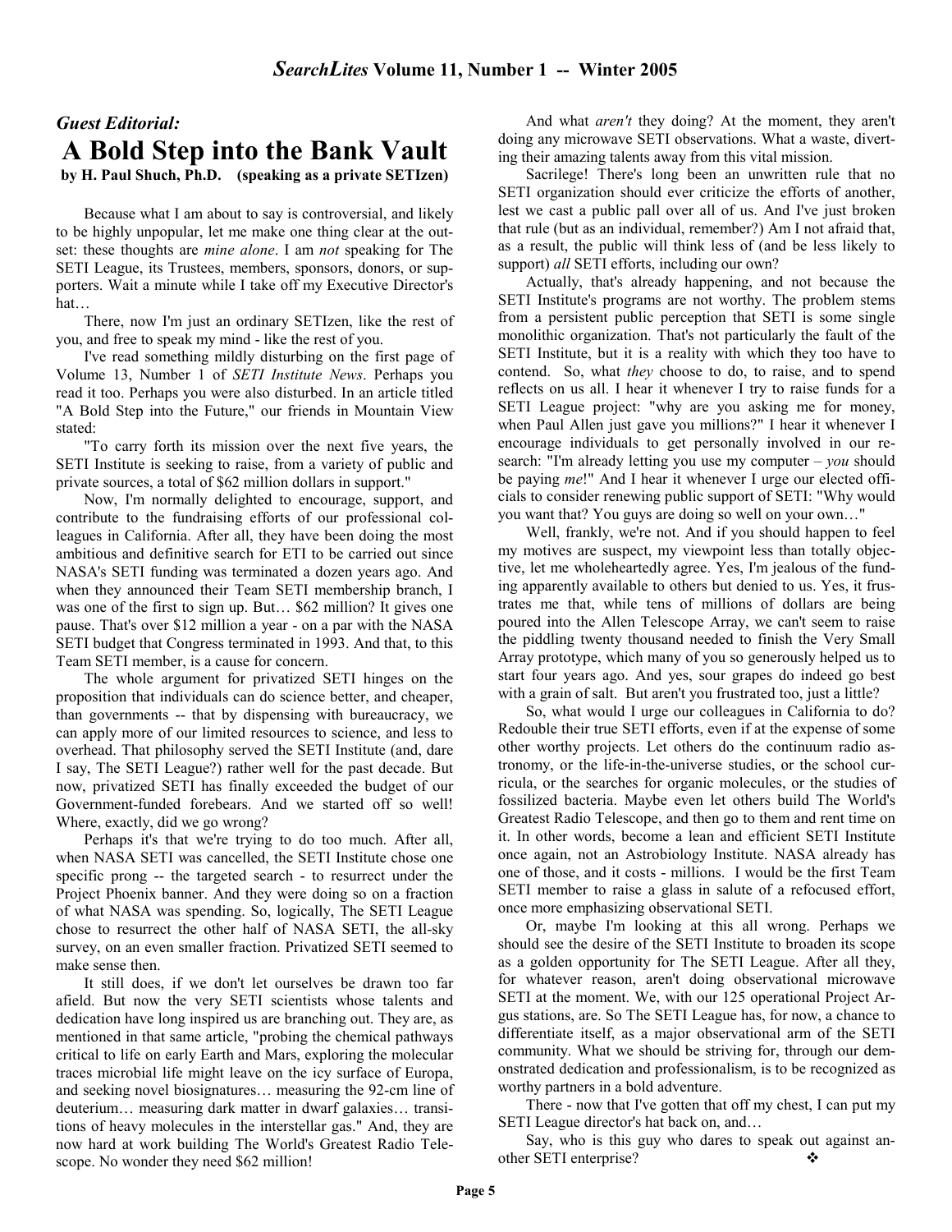## *Guest Editorial:*

# A Bold Step into the Bank Vault

**by H. Paul Shuch, Ph.D. (speaking as a private SETIzen)**

Because what I am about to say is controversial, and likely to be highly unpopular, let me make one thing clear at the outset: these thoughts are *mine alone*. I am *not* speaking for The SETI League, its Trustees, members, sponsors, donors, or supporters. Wait a minute while I take off my Executive Director's hat…

There, now I'm just an ordinary SETIzen, like the rest of you, and free to speak my mind - like the rest of you.

I've read something mildly disturbing on the first page of Volume 13, Number 1 of *SETI Institute News*. Perhaps you read it too. Perhaps you were also disturbed. In an article titled "A Bold Step into the Future," our friends in Mountain View stated:

"To carry forth its mission over the next five years, the SETI Institute is seeking to raise, from a variety of public and private sources, a total of \$62 million dollars in support."

Now, I'm normally delighted to encourage, support, and contribute to the fundraising efforts of our professional colleagues in California. After all, they have been doing the most ambitious and definitive search for ETI to be carried out since NASA's SETI funding was terminated a dozen years ago. And when they announced their Team SETI membership branch, I was one of the first to sign up. But… \$62 million? It gives one pause. That's over \$12 million a year - on a par with the NASA SETI budget that Congress terminated in 1993. And that, to this Team SETI member, is a cause for concern.

The whole argument for privatized SETI hinges on the proposition that individuals can do science better, and cheaper, than governments -- that by dispensing with bureaucracy, we can apply more of our limited resources to science, and less to overhead. That philosophy served the SETI Institute (and, dare I say, The SETI League?) rather well for the past decade. But now, privatized SETI has finally exceeded the budget of our Government-funded forebears. And we started off so well! Where, exactly, did we go wrong?

Perhaps it's that we're trying to do too much. After all, when NASA SETI was cancelled, the SETI Institute chose one specific prong -- the targeted search - to resurrect under the Project Phoenix banner. And they were doing so on a fraction of what NASA was spending. So, logically, The SETI League chose to resurrect the other half of NASA SETI, the all-sky survey, on an even smaller fraction. Privatized SETI seemed to make sense then.

It still does, if we don't let ourselves be drawn too far afield. But now the very SETI scientists whose talents and dedication have long inspired us are branching out. They are, as mentioned in that same article, "probing the chemical pathways critical to life on early Earth and Mars, exploring the molecular traces microbial life might leave on the icy surface of Europa, and seeking novel biosignatures… measuring the 92-cm line of deuterium… measuring dark matter in dwarf galaxies… transitions of heavy molecules in the interstellar gas." And, they are now hard at work building The World's Greatest Radio Telescope. No wonder they need \$62 million!

And what *aren't* they doing? At the moment, they aren't doing any microwave SETI observations. What a waste, diverting their amazing talents away from this vital mission.

Sacrilege! There's long been an unwritten rule that no SETI organization should ever criticize the efforts of another, lest we cast a public pall over all of us. And I've just broken that rule (but as an individual, remember?) Am I not afraid that, as a result, the public will think less of (and be less likely to support) *all* SETI efforts, including our own?

Actually, that's already happening, and not because the SETI Institute's programs are not worthy. The problem stems from a persistent public perception that SETI is some single monolithic organization. That's not particularly the fault of the SETI Institute, but it is a reality with which they too have to contend. So, what *they* choose to do, to raise, and to spend reflects on us all. I hear it whenever I try to raise funds for a SETI League project: "why are you asking me for money, when Paul Allen just gave you millions?" I hear it whenever I encourage individuals to get personally involved in our research: "I'm already letting you use my computer – *you* should be paying *me*!" And I hear it whenever I urge our elected officials to consider renewing public support of SETI: "Why would you want that? You guys are doing so well on your own…"

Well, frankly, we're not. And if you should happen to feel my motives are suspect, my viewpoint less than totally objective, let me wholeheartedly agree. Yes, I'm jealous of the funding apparently available to others but denied to us. Yes, it frustrates me that, while tens of millions of dollars are being poured into the Allen Telescope Array, we can't seem to raise the piddling twenty thousand needed to finish the Very Small Array prototype, which many of you so generously helped us to start four years ago. And yes, sour grapes do indeed go best with a grain of salt. But aren't you frustrated too, just a little?

So, what would I urge our colleagues in California to do? Redouble their true SETI efforts, even if at the expense of some other worthy projects. Let others do the continuum radio astronomy, or the life-in-the-universe studies, or the school curricula, or the searches for organic molecules, or the studies of fossilized bacteria. Maybe even let others build The World's Greatest Radio Telescope, and then go to them and rent time on it. In other words, become a lean and efficient SETI Institute once again, not an Astrobiology Institute. NASA already has one of those, and it costs - millions. I would be the first Team SETI member to raise a glass in salute of a refocused effort, once more emphasizing observational SETI.

Or, maybe I'm looking at this all wrong. Perhaps we should see the desire of the SETI Institute to broaden its scope as a golden opportunity for The SETI League. After all they, for whatever reason, aren't doing observational microwave SETI at the moment. We, with our 125 operational Project Argus stations, are. So The SETI League has, for now, a chance to differentiate itself, as a major observational arm of the SETI community. What we should be striving for, through our demonstrated dedication and professionalism, is to be recognized as worthy partners in a bold adventure.

There - now that I've gotten that off my chest, I can put my SETI League director's hat back on, and…

Say, who is this guy who dares to speak out against another SETI enterprise? ❖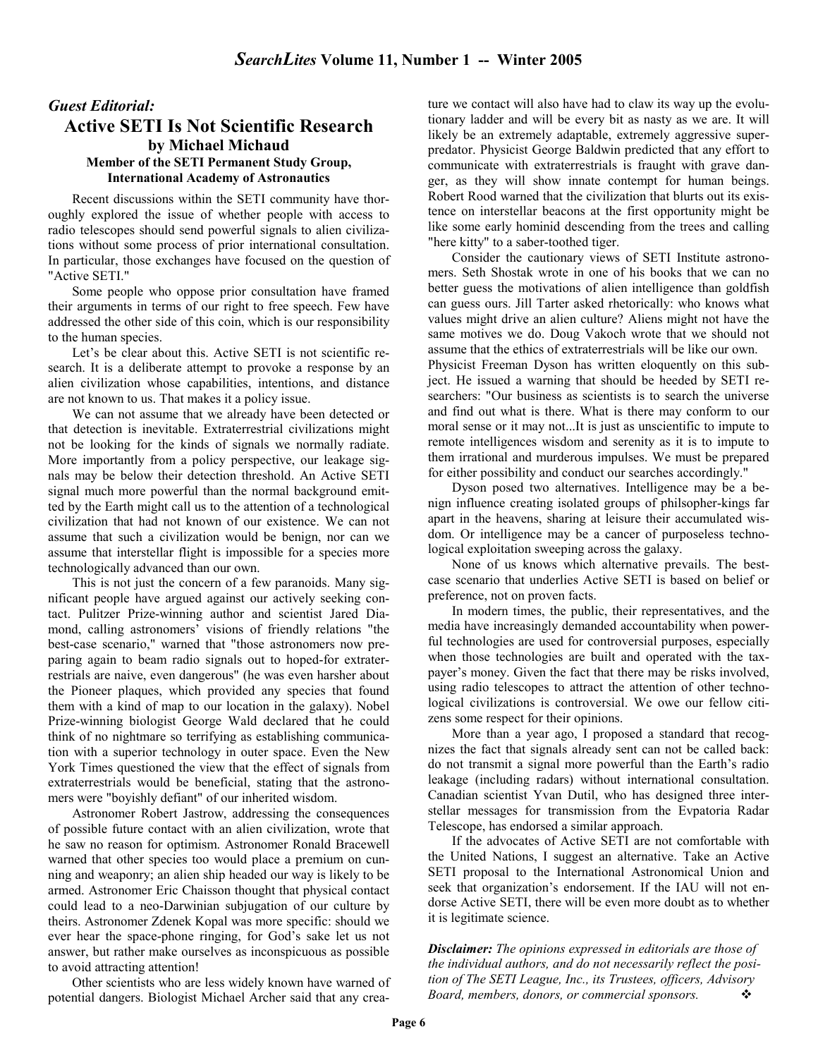## *Guest Editorial:*

# Active SETI Is Not Scientific Research

**by Michael Michaud**

**Member of the SETI Permanent Study Group, International Academy of Astronautics**

Recent discussions within the SETI community have thoroughly explored the issue of whether people with access to radio telescopes should send powerful signals to alien civilizations without some process of prior international consultation. In particular, those exchanges have focused on the question of "Active SETI."

Some people who oppose prior consultation have framed their arguments in terms of our right to free speech. Few have addressed the other side of this coin, which is our responsibility to the human species.

Let's be clear about this. Active SETI is not scientific research. It is a deliberate attempt to provoke a response by an alien civilization whose capabilities, intentions, and distance are not known to us. That makes it a policy issue.

We can not assume that we already have been detected or that detection is inevitable. Extraterrestrial civilizations might not be looking for the kinds of signals we normally radiate. More importantly from a policy perspective, our leakage signals may be below their detection threshold. An Active SETI signal much more powerful than the normal background emitted by the Earth might call us to the attention of a technological civilization that had not known of our existence. We can not assume that such a civilization would be benign, nor can we assume that interstellar flight is impossible for a species more technologically advanced than our own.

This is not just the concern of a few paranoids. Many significant people have argued against our actively seeking contact. Pulitzer Prize-winning author and scientist Jared Diamond, calling astronomers' visions of friendly relations "the best-case scenario," warned that "those astronomers now preparing again to beam radio signals out to hoped-for extraterrestrials are naive, even dangerous" (he was even harsher about the Pioneer plaques, which provided any species that found them with a kind of map to our location in the galaxy). Nobel Prize-winning biologist George Wald declared that he could think of no nightmare so terrifying as establishing communication with a superior technology in outer space. Even the New York Times questioned the view that the effect of signals from extraterrestrials would be beneficial, stating that the astronomers were "boyishly defiant" of our inherited wisdom.

Astronomer Robert Jastrow, addressing the consequences of possible future contact with an alien civilization, wrote that he saw no reason for optimism. Astronomer Ronald Bracewell warned that other species too would place a premium on cunning and weaponry; an alien ship headed our way is likely to be armed. Astronomer Eric Chaisson thought that physical contact could lead to a neo-Darwinian subjugation of our culture by theirs. Astronomer Zdenek Kopal was more specific: should we ever hear the space-phone ringing, for God's sake let us not answer, but rather make ourselves as inconspicuous as possible to avoid attracting attention!

Other scientists who are less widely known have warned of potential dangers. Biologist Michael Archer said that any creature we contact will also have had to claw its way up the evolutionary ladder and will be every bit as nasty as we are. It will likely be an extremely adaptable, extremely aggressive superpredator. Physicist George Baldwin predicted that any effort to communicate with extraterrestrials is fraught with grave danger, as they will show innate contempt for human beings. Robert Rood warned that the civilization that blurts out its existence on interstellar beacons at the first opportunity might be like some early hominid descending from the trees and calling "here kitty" to a saber-toothed tiger.

Consider the cautionary views of SETI Institute astronomers. Seth Shostak wrote in one of his books that we can no better guess the motivations of alien intelligence than goldfish can guess ours. Jill Tarter asked rhetorically: who knows what values might drive an alien culture? Aliens might not have the same motives we do. Doug Vakoch wrote that we should not assume that the ethics of extraterrestrials will be like our own. Physicist Freeman Dyson has written eloquently on this subject. He issued a warning that should be heeded by SETI researchers: "Our business as scientists is to search the universe and find out what is there. What is there may conform to our moral sense or it may not...It is just as unscientific to impute to remote intelligences wisdom and serenity as it is to impute to them irrational and murderous impulses. We must be prepared for either possibility and conduct our searches accordingly."

Dyson posed two alternatives. Intelligence may be a benign influence creating isolated groups of philsopher-kings far apart in the heavens, sharing at leisure their accumulated wisdom. Or intelligence may be a cancer of purposeless technological exploitation sweeping across the galaxy.

None of us knows which alternative prevails. The best-case scenario that underlies Active SETI is based on belief or preference, not on proven facts.

In modern times, the public, their representatives, and the media have increasingly demanded accountability when powerful technologies are used for controversial purposes, especially when those technologies are built and operated with the taxpayer's money. Given the fact that there may be risks involved, using radio telescopes to attract the attention of other technological civilizations is controversial. We owe our fellow citizens some respect for their opinions.

More than a year ago, I proposed a standard that recognizes the fact that signals already sent can not be called back: do not transmit a signal more powerful than the Earth's radio leakage (including radars) without international consultation. Canadian scientist Yvan Dutil, who has designed three interstellar messages for transmission from the Evpatoria Radar Telescope, has endorsed a similar approach.

If the advocates of Active SETI are not comfortable with the United Nations, I suggest an alternative. Take an Active SETI proposal to the International Astronomical Union and seek that organization's endorsement. If the IAU will not endorse Active SETI, there will be even more doubt as to whether it is legitimate science.

***Disclaimer:** The opinions expressed in editorials are those of the individual authors, and do not necessarily reflect the position of The SETI League, Inc., its Trustees, officers, Advisory Board, members, donors, or commercial sponsors.* ❖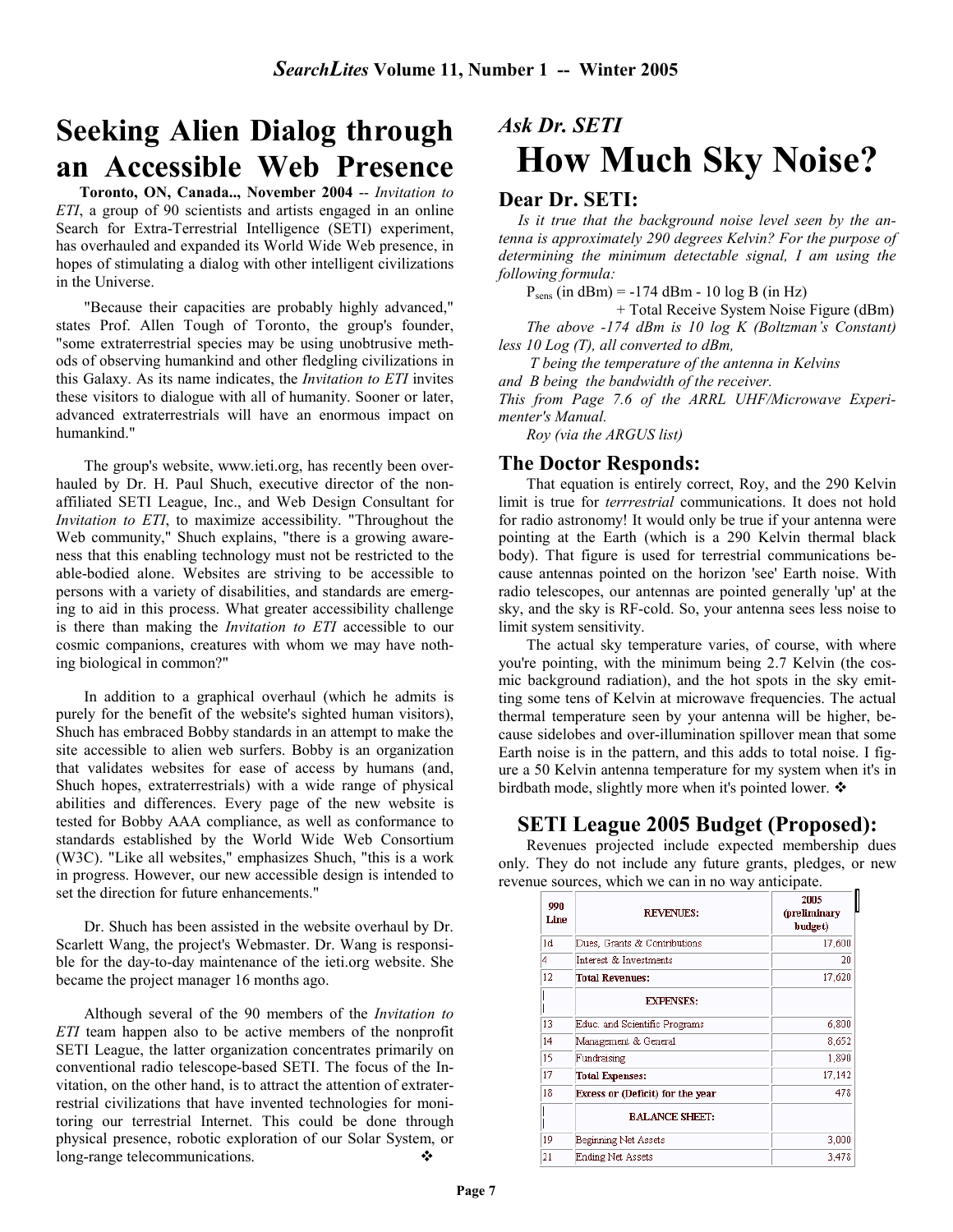# Seeking Alien Dialog through an Accessible Web Presence

**Toronto, ON, Canada.., November 2004** -- *Invitation to ETI*, a group of 90 scientists and artists engaged in an online Search for Extra-Terrestrial Intelligence (SETI) experiment, has overhauled and expanded its World Wide Web presence, in hopes of stimulating a dialog with other intelligent civilizations in the Universe.

"Because their capacities are probably highly advanced," states Prof. Allen Tough of Toronto, the group's founder, "some extraterrestrial species may be using unobtrusive methods of observing humankind and other fledgling civilizations in this Galaxy. As its name indicates, the *Invitation to ETI* invites these visitors to dialogue with all of humanity. Sooner or later, advanced extraterrestrials will have an enormous impact on humankind."

The group's website, www.ieti.org, has recently been overhauled by Dr. H. Paul Shuch, executive director of the non-affiliated SETI League, Inc., and Web Design Consultant for *Invitation to ETI*, to maximize accessibility. "Throughout the Web community," Shuch explains, "there is a growing awareness that this enabling technology must not be restricted to the able-bodied alone. Websites are striving to be accessible to persons with a variety of disabilities, and standards are emerging to aid in this process. What greater accessibility challenge is there than making the *Invitation to ETI* accessible to our cosmic companions, creatures with whom we may have nothing biological in common?"

In addition to a graphical overhaul (which he admits is purely for the benefit of the website's sighted human visitors), Shuch has embraced Bobby standards in an attempt to make the site accessible to alien web surfers. Bobby is an organization that validates websites for ease of access by humans (and, Shuch hopes, extraterrestrials) with a wide range of physical abilities and differences. Every page of the new website is tested for Bobby AAA compliance, as well as conformance to standards established by the World Wide Web Consortium (W3C). "Like all websites," emphasizes Shuch, "this is a work in progress. However, our new accessible design is intended to set the direction for future enhancements."

Dr. Shuch has been assisted in the website overhaul by Dr. Scarlett Wang, the project's Webmaster. Dr. Wang is responsible for the day-to-day maintenance of the ieti.org website. She became the project manager 16 months ago.

Although several of the 90 members of the *Invitation to ETI* team happen also to be active members of the nonprofit SETI League, the latter organization concentrates primarily on conventional radio telescope-based SETI. The focus of the Invitation, on the other hand, is to attract the attention of extraterrestrial civilizations that have invented technologies for monitoring our terrestrial Internet. This could be done through physical presence, robotic exploration of our Solar System, or long-range telecommunications. ❖

*Ask Dr. SETI*

# How Much Sky Noise?

## Dear Dr. SETI:

*Is it true that the background noise level seen by the antenna is approximately 290 degrees Kelvin? For the purpose of determining the minimum detectable signal, I am using the following formula:*

$P_{sens}$ (in dBm) = -174 dBm - 10 log B (in Hz) + Total Receive System Noise Figure (dBm)

*The above -174 dBm is 10 log K (Boltzman's Constant) less 10 Log (T), all converted to dBm,*

*T being the temperature of the antenna in Kelvins and B being the bandwidth of the receiver.*

*This from Page 7.6 of the ARRL UHF/Microwave Experimenter's Manual.*

*Roy (via the ARGUS list)*

## The Doctor Responds:

That equation is entirely correct, Roy, and the 290 Kelvin limit is true for *terrrestrial* communications. It does not hold for radio astronomy! It would only be true if your antenna were pointing at the Earth (which is a 290 Kelvin thermal black body). That figure is used for terrestrial communications because antennas pointed on the horizon 'see' Earth noise. With radio telescopes, our antennas are pointed generally 'up' at the sky, and the sky is RF-cold. So, your antenna sees less noise to limit system sensitivity.

The actual sky temperature varies, of course, with where you're pointing, with the minimum being 2.7 Kelvin (the cosmic background radiation), and the hot spots in the sky emitting some tens of Kelvin at microwave frequencies. The actual thermal temperature seen by your antenna will be higher, because sidelobes and over-illumination spillover mean that some Earth noise is in the pattern, and this adds to total noise. I figure a 50 Kelvin antenna temperature for my system when it's in birdbath mode, slightly more when it's pointed lower. ❖

## SETI League 2005 Budget (Proposed):

Revenues projected include expected membership dues only. They do not include any future grants, pledges, or new revenue sources, which we can in no way anticipate.

| 990 Line | REVENUES: | 2005 (preliminary budget) |
|---|---|---|
| 1d | Dues, Grants & Contributions | 17,600 |
| 4 | Interest & Investments | 20 |
| 12 | **Total Revenues:** | 17,620 |
| | **EXPENSES:** | |
| 13 | Educ. and Scientific Programs | 6,800 |
| 14 | Management & General | 8,652 |
| 15 | Fundraising | 1,890 |
| 17 | **Total Expenses:** | 17,142 |
| 18 | **Excess or (Deficit) for the year** | 478 |
| | **BALANCE SHEET:** | |
| 19 | Beginning Net Assets | 3,000 |
| 21 | Ending Net Assets | 3,478 |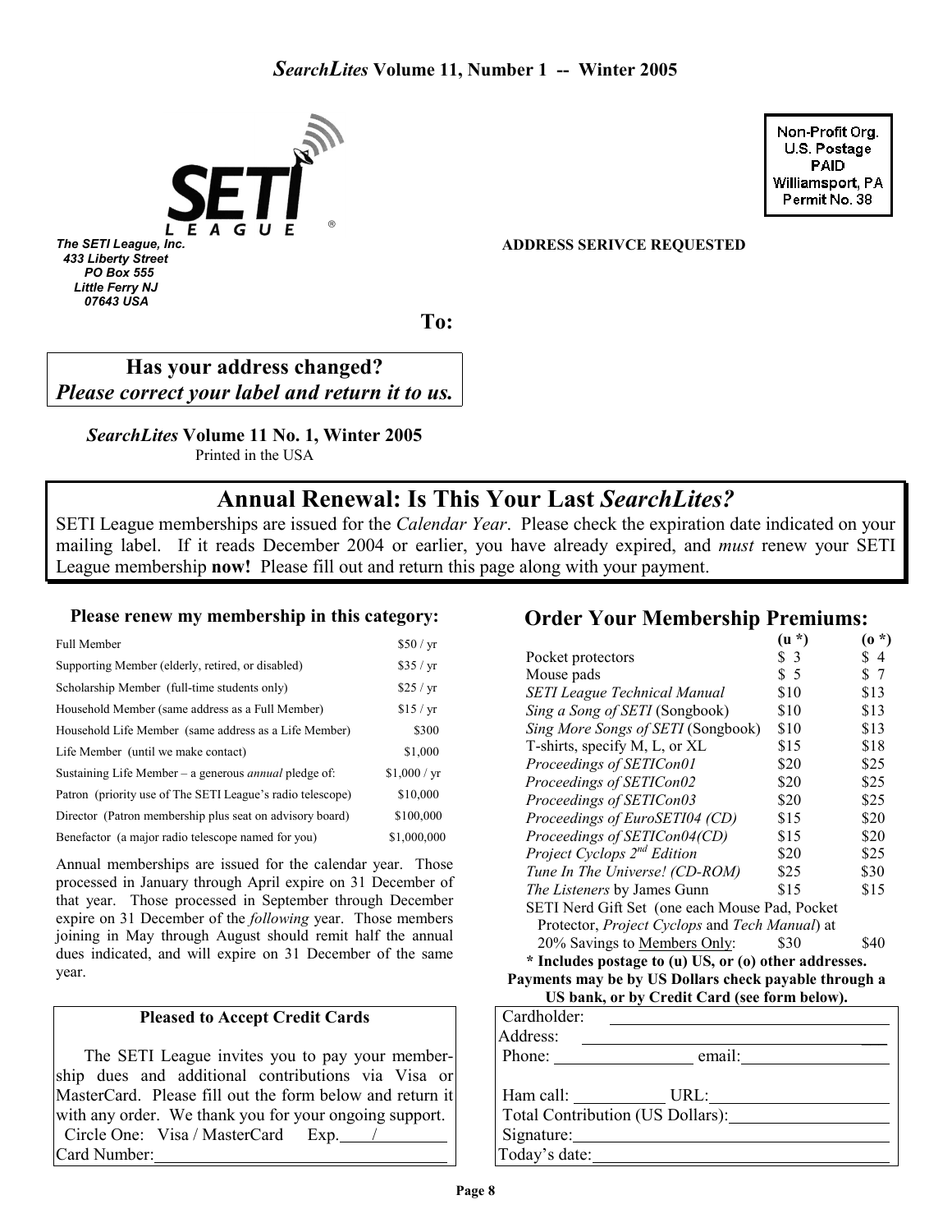The SETI League, Inc.
433 Liberty Street
PO Box 555
Little Ferry NJ
07643 USA

Non-Profit Org.
U.S. Postage
PAID
Williamsport, PA
Permit No. 38

ADDRESS SERIVCE REQUESTED

To:

**Has your address changed?**
***Please correct your label and return it to us.***

***SearchLites*** **Volume 11 No. 1, Winter 2005**
Printed in the USA

## Annual Renewal: Is This Your Last *SearchLites?*

SETI League memberships are issued for the *Calendar Year*. Please check the expiration date indicated on your mailing label. If it reads December 2004 or earlier, you have already expired, and *must* renew your SETI League membership **now!** Please fill out and return this page along with your payment.

### Please renew my membership in this category:

| | |
|---|---|
| Full Member | $50 / yr |
| Supporting Member (elderly, retired, or disabled) | $35 / yr |
| Scholarship Member (full-time students only) | $25 / yr |
| Household Member (same address as a Full Member) | $15 / yr |
| Household Life Member (same address as a Life Member) | $300 |
| Life Member (until we make contact) | $1,000 |
| Sustaining Life Member – a generous *annual* pledge of: | $1,000 / yr |
| Patron (priority use of The SETI League's radio telescope) | $10,000 |
| Director (Patron membership plus seat on advisory board) | $100,000 |
| Benefactor (a major radio telescope named for you) | $1,000,000 |

Annual memberships are issued for the calendar year. Those processed in January through April expire on 31 December of that year. Those processed in September through December expire on 31 December of the *following* year. Those members joining in May through August should remit half the annual dues indicated, and will expire on 31 December of the same year.

**Pleased to Accept Credit Cards**

The SETI League invites you to pay your membership dues and additional contributions via Visa or MasterCard. Please fill out the form below and return it with any order. We thank you for your ongoing support.

Circle One: Visa / MasterCard Exp.____/________

Card Number:________________________________

## Order Your Membership Premiums:

| | (u *) | (o *) |
|---|---|---|
| Pocket protectors | $ 3 | $ 4 |
| Mouse pads | $ 5 | $ 7 |
| *SETI League Technical Manual* | $10 | $13 |
| *Sing a Song of SETI* (Songbook) | $10 | $13 |
| *Sing More Songs of SETI* (Songbook) | $10 | $13 |
| T-shirts, specify M, L, or XL | $15 | $18 |
| *Proceedings of SETICon01* | $20 | $25 |
| *Proceedings of SETICon02* | $20 | $25 |
| *Proceedings of SETICon03* | $20 | $25 |
| *Proceedings of EuroSETI04 (CD)* | $15 | $20 |
| *Proceedings of SETICon04(CD)* | $15 | $20 |
| *Project Cyclops 2nd Edition* | $20 | $25 |
| *Tune In The Universe! (CD-ROM)* | $25 | $30 |
| *The Listeners* by James Gunn | $15 | $15 |
| SETI Nerd Gift Set (one each Mouse Pad, Pocket Protector, *Project Cyclops* and *Tech Manual*) at 20% Savings to Members Only: | $30 | $40 |

**\* Includes postage to (u) US, or (o) other addresses.**

**Payments may be by US Dollars check payable through a US bank, or by Credit Card (see form below).**

Cardholder: ________________________________

Address: ________________________________

Phone: ________________ email: ________________

Ham call: __________ URL: ____________________

Total Contribution (US Dollars): ________________

Signature: ________________________________

Today's date: ________________________________